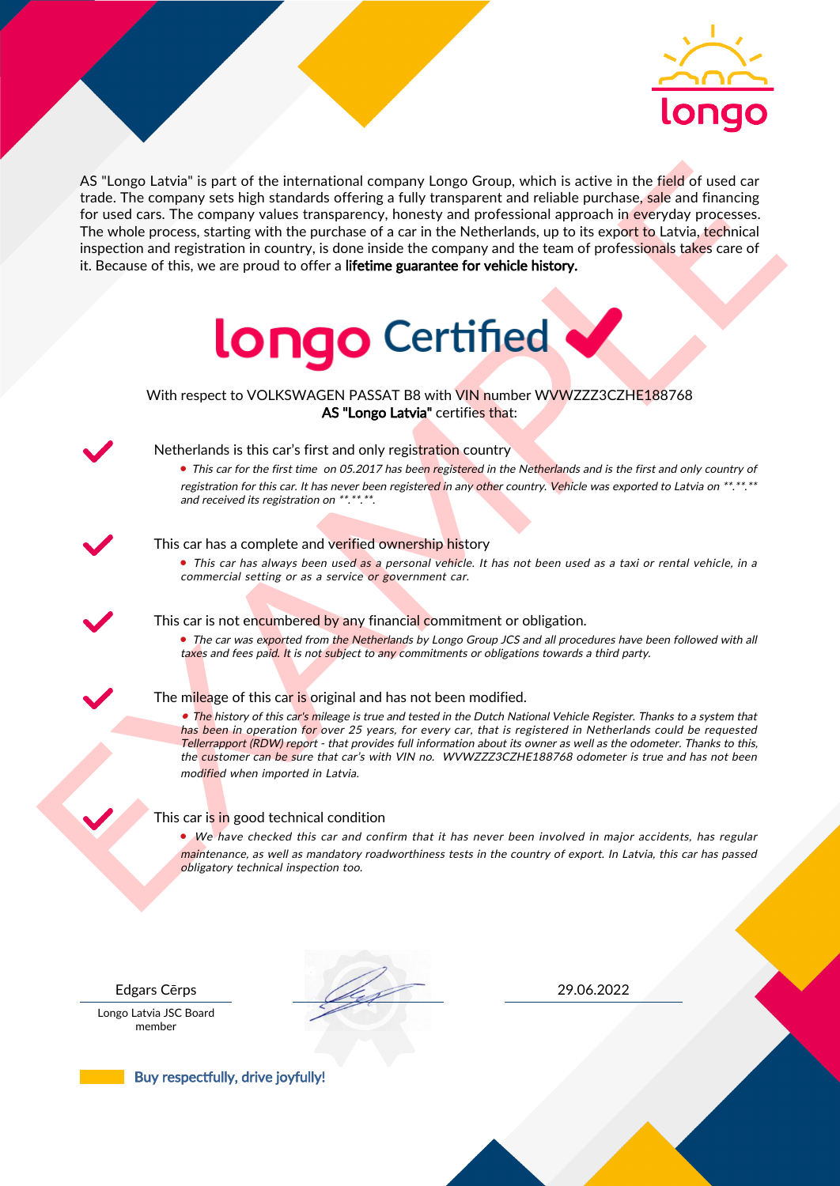AS "Longo Latvia" is part of the international company Longo Group, which is active in the field of used car trade. The company sets high standards offering a fully transparent and reliable purchase, sale and financing for used cars. The company values transparency, honesty and professional approach in everyday processes. The whole process, starting with the purchase of a car in the Netherlands, up to its export to Latvia, technical inspection and registration in country, is done inside the company and the team of professionals takes care of it. Because of this, we are proud to offer a **lifetime guarantee for vehicle history.**

# longo Certified ✔

With respect to VOLKSWAGEN PASSAT B8 with VIN number WVWZZZ3CZHE188768
**AS "Longo Latvia"** certifies that:

✔ Netherlands is this car's first and only registration country

- *This car for the first time on 05.2017 has been registered in the Netherlands and is the first and only country of registration for this car. It has never been registered in any other country. Vehicle was exported to Latvia on \*\*.\*\*.\*\* and received its registration on \*\*.\*\*.\*\*.*

✔ This car has a complete and verified ownership history

- *This car has always been used as a personal vehicle. It has not been used as a taxi or rental vehicle, in a commercial setting or as a service or government car.*

✔ This car is not encumbered by any financial commitment or obligation.

- *The car was exported from the Netherlands by Longo Group JCS and all procedures have been followed with all taxes and fees paid. It is not subject to any commitments or obligations towards a third party.*

✔ The mileage of this car is original and has not been modified.

- *The history of this car's mileage is true and tested in the Dutch National Vehicle Register. Thanks to a system that has been in operation for over 25 years, for every car, that is registered in Netherlands could be requested Tellerrapport (RDW) report - that provides full information about its owner as well as the odometer. Thanks to this, the customer can be sure that car's with VIN no. WVWZZZ3CZHE188768 odometer is true and has not been modified when imported in Latvia.*

✔ This car is in good technical condition

- *We have checked this car and confirm that it has never been involved in major accidents, has regular maintenance, as well as mandatory roadworthiness tests in the country of export. In Latvia, this car has passed obligatory technical inspection too.*

Edgars Cērps
Longo Latvia JSC Board member

29.06.2022

**Buy respectfully, drive joyfully!**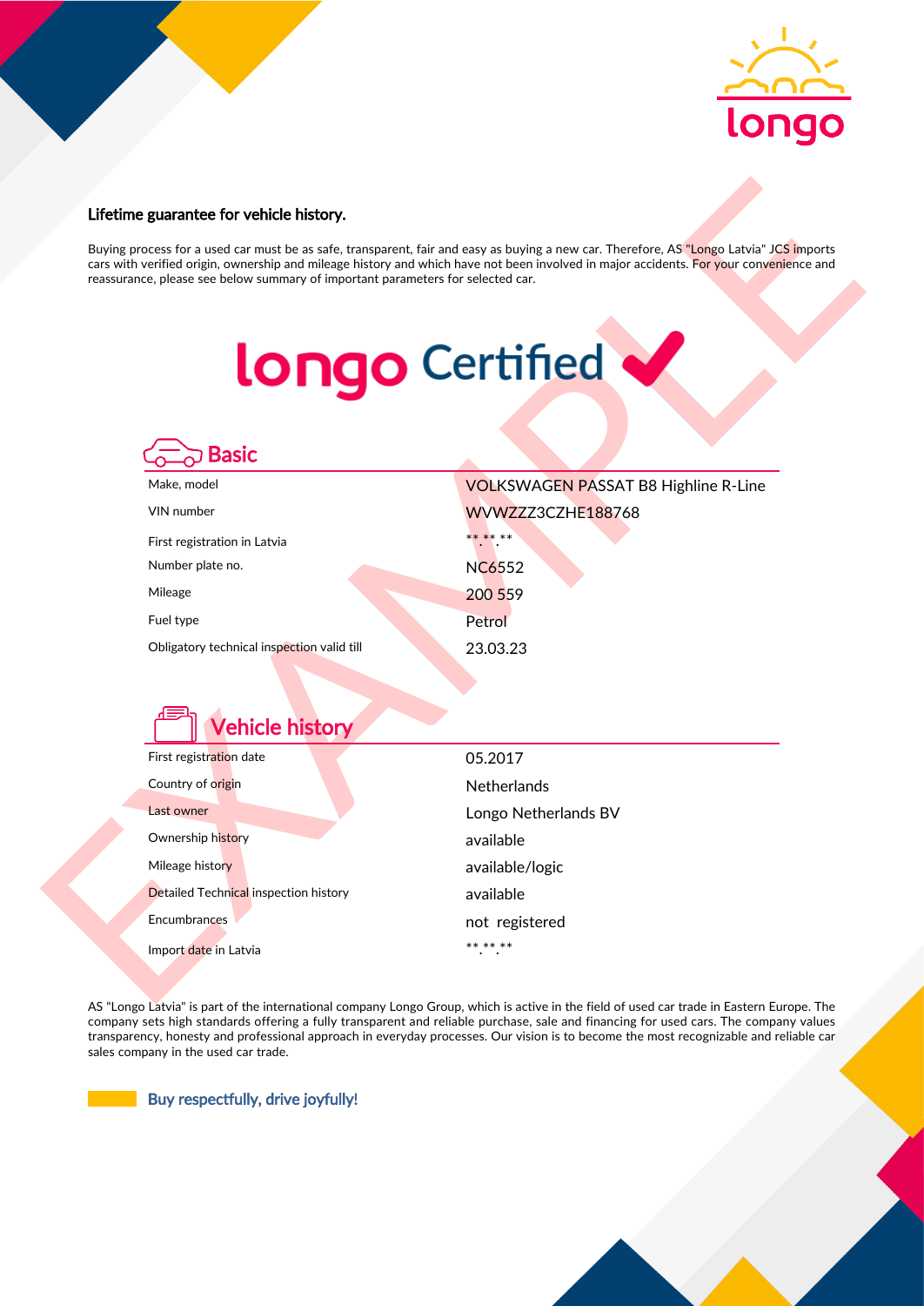longo

**Lifetime guarantee for vehicle history.**

Buying process for a used car must be as safe, transparent, fair and easy as buying a new car. Therefore, AS "Longo Latvia" JCS imports cars with verified origin, ownership and mileage history and which have not been involved in major accidents. For your convenience and reassurance, please see below summary of important parameters for selected car.

# longo Certified

EXAMPLE

## Basic

| | |
|---|---|
| Make, model | VOLKSWAGEN PASSAT B8 Highline R-Line |
| VIN number | WVWZZZ3CZHE188768 |
| First registration in Latvia | **.**.** |
| Number plate no. | NC6552 |
| Mileage | 200 559 |
| Fuel type | Petrol |
| Obligatory technical inspection valid till | 23.03.23 |

## Vehicle history

| | |
|---|---|
| First registration date | 05.2017 |
| Country of origin | Netherlands |
| Last owner | Longo Netherlands BV |
| Ownership history | available |
| Mileage history | available/logic |
| Detailed Technical inspection history | available |
| Encumbrances | not registered |
| Import date in Latvia | **.**.** |

AS "Longo Latvia" is part of the international company Longo Group, which is active in the field of used car trade in Eastern Europe. The company sets high standards offering a fully transparent and reliable purchase, sale and financing for used cars. The company values transparency, honesty and professional approach in everyday processes. Our vision is to become the most recognizable and reliable car sales company in the used car trade.

**Buy respectfully, drive joyfully!**